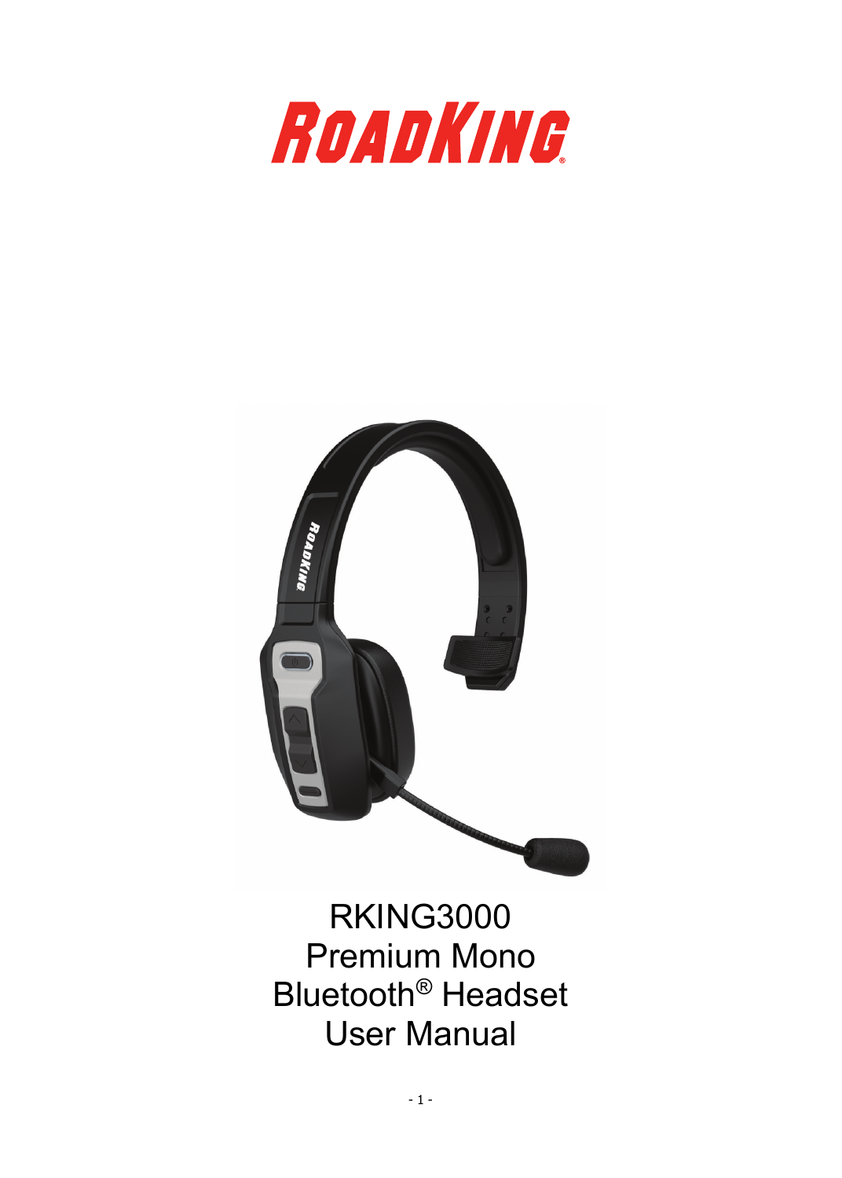# ROADKING

RKING3000
Premium Mono
Bluetooth® Headset
User Manual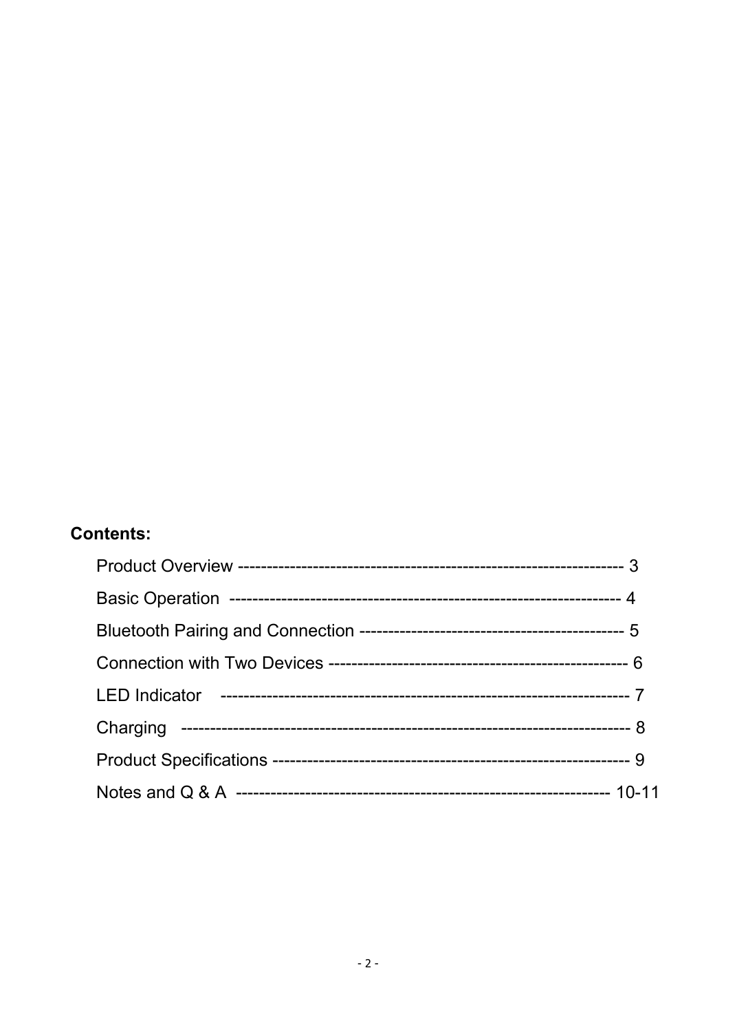**Contents:**

Product Overview ------------------------------------------------------------------ 3

Basic Operation ------------------------------------------------------------------ 4

Bluetooth Pairing and Connection -------------------------------------------- 5

Connection with Two Devices ------------------------------------------------- 6

LED Indicator ------------------------------------------------------------------- 7

Charging ------------------------------------------------------------------------- 8

Product Specifications ---------------------------------------------------------- 9

Notes and Q & A -------------------------------------------------------------- 10-11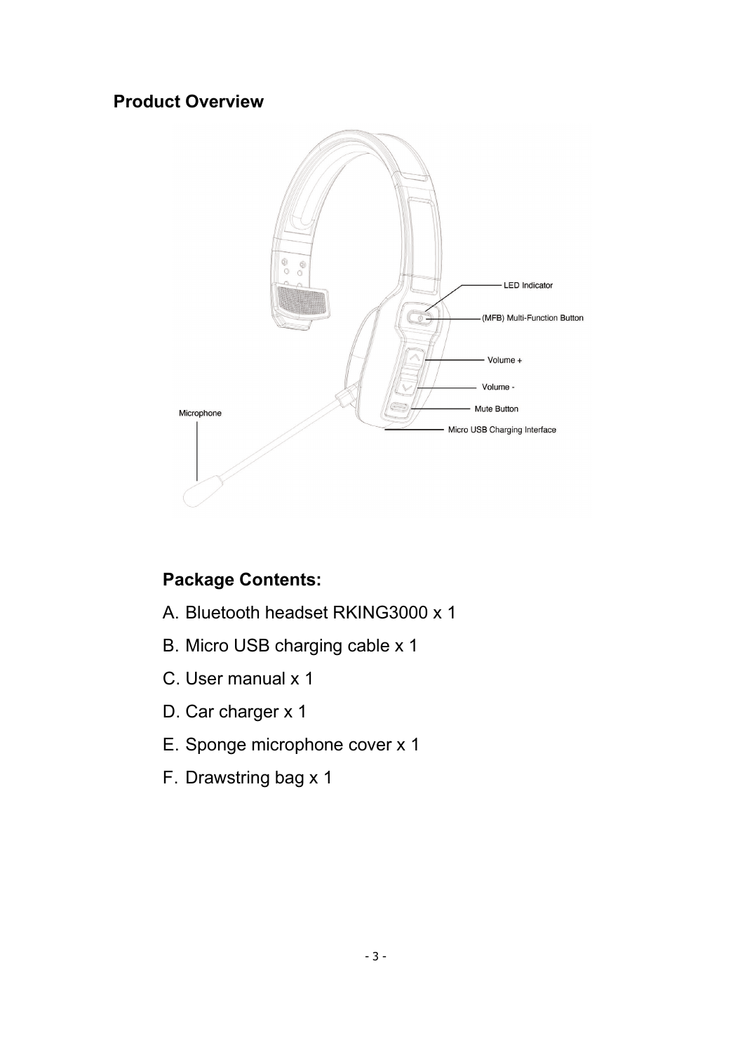## Product Overview

LED Indicator

(MFB) Multi-Function Button

Volume +

Volume -

Mute Button

Micro USB Charging Interface

Microphone

### Package Contents:

A. Bluetooth headset RKING3000 x 1

B. Micro USB charging cable x 1

C. User manual x 1

D. Car charger x 1

E. Sponge microphone cover x 1

F. Drawstring bag x 1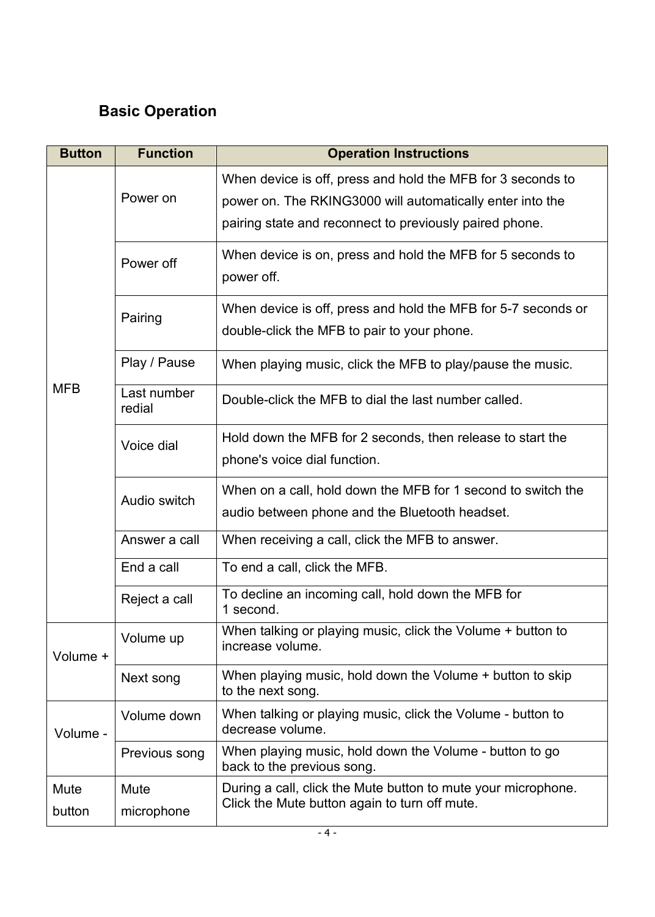## Basic Operation

| Button | Function | Operation Instructions |
|---|---|---|
| MFB | Power on | When device is off, press and hold the MFB for 3 seconds to power on. The RKING3000 will automatically enter into the pairing state and reconnect to previously paired phone. |
| | Power off | When device is on, press and hold the MFB for 5 seconds to power off. |
| | Pairing | When device is off, press and hold the MFB for 5-7 seconds or double-click the MFB to pair to your phone. |
| | Play / Pause | When playing music, click the MFB to play/pause the music. |
| | Last number redial | Double-click the MFB to dial the last number called. |
| | Voice dial | Hold down the MFB for 2 seconds, then release to start the phone's voice dial function. |
| | Audio switch | When on a call, hold down the MFB for 1 second to switch the audio between phone and the Bluetooth headset. |
| | Answer a call | When receiving a call, click the MFB to answer. |
| | End a call | To end a call, click the MFB. |
| | Reject a call | To decline an incoming call, hold down the MFB for 1 second. |
| Volume + | Volume up | When talking or playing music, click the Volume + button to increase volume. |
| | Next song | When playing music, hold down the Volume + button to skip to the next song. |
| Volume - | Volume down | When talking or playing music, click the Volume - button to decrease volume. |
| | Previous song | When playing music, hold down the Volume - button to go back to the previous song. |
| Mute button | Mute microphone | During a call, click the Mute button to mute your microphone. Click the Mute button again to turn off mute. |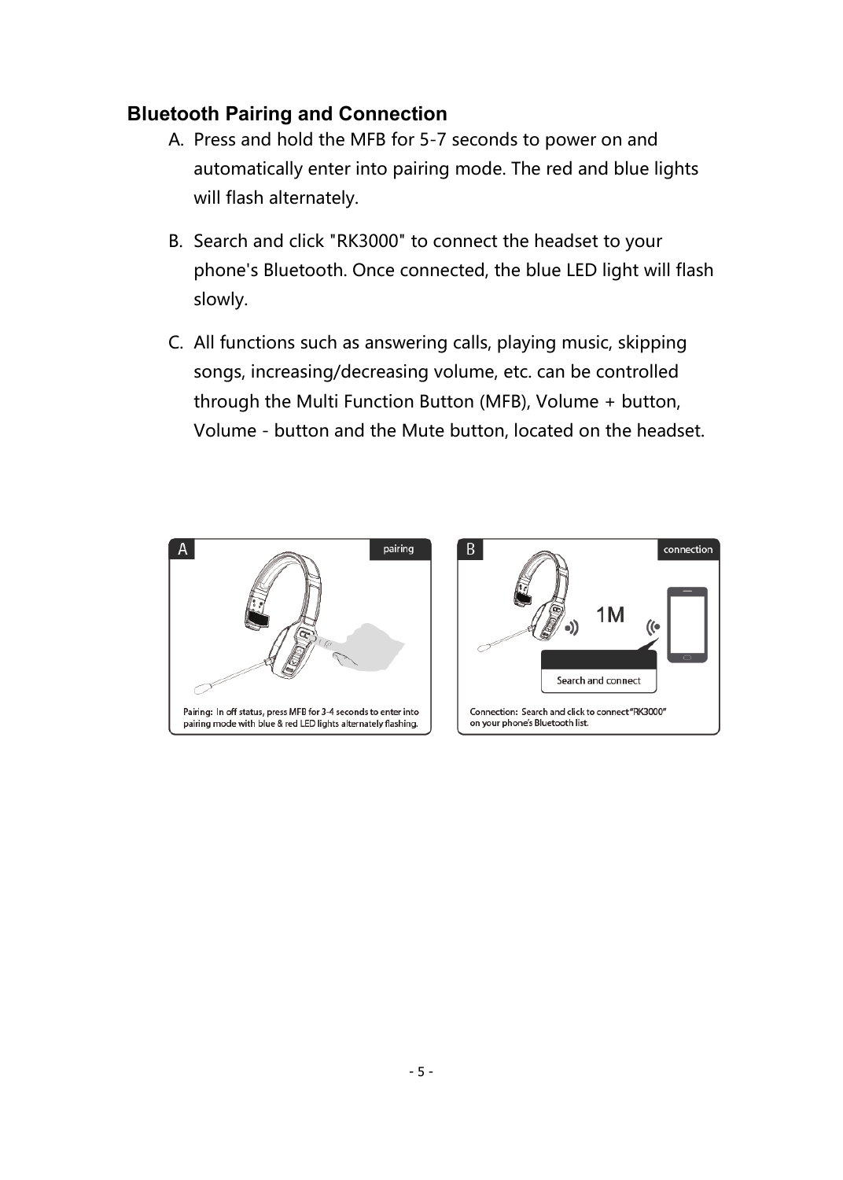## Bluetooth Pairing and Connection

A. Press and hold the MFB for 5-7 seconds to power on and automatically enter into pairing mode. The red and blue lights will flash alternately.

B. Search and click "RK3000" to connect the headset to your phone's Bluetooth. Once connected, the blue LED light will flash slowly.

C. All functions such as answering calls, playing music, skipping songs, increasing/decreasing volume, etc. can be controlled through the Multi Function Button (MFB), Volume + button, Volume - button and the Mute button, located on the headset.

A pairing

Pairing: In off status, press MFB for 3-4 seconds to enter into pairing mode with blue & red LED lights alternately flashing.

B connection

1M

Search and connect

Connection: Search and click to connect "RK3000" on your phone's Bluetooth list.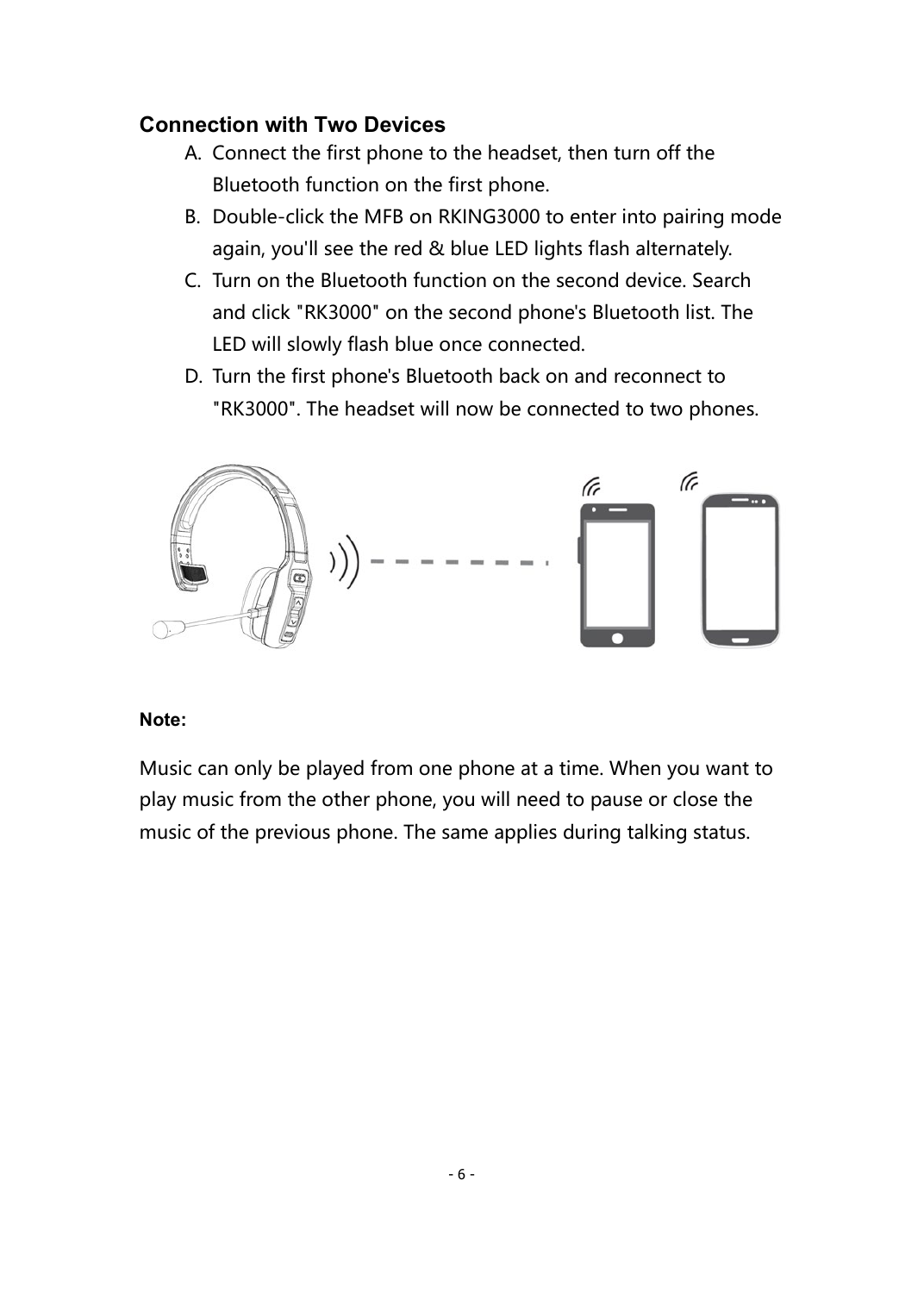## Connection with Two Devices

A. Connect the first phone to the headset, then turn off the Bluetooth function on the first phone.

B. Double-click the MFB on RKING3000 to enter into pairing mode again, you'll see the red & blue LED lights flash alternately.

C. Turn on the Bluetooth function on the second device. Search and click "RK3000" on the second phone's Bluetooth list. The LED will slowly flash blue once connected.

D. Turn the first phone's Bluetooth back on and reconnect to "RK3000". The headset will now be connected to two phones.

**Note:**

Music can only be played from one phone at a time. When you want to play music from the other phone, you will need to pause or close the music of the previous phone. The same applies during talking status.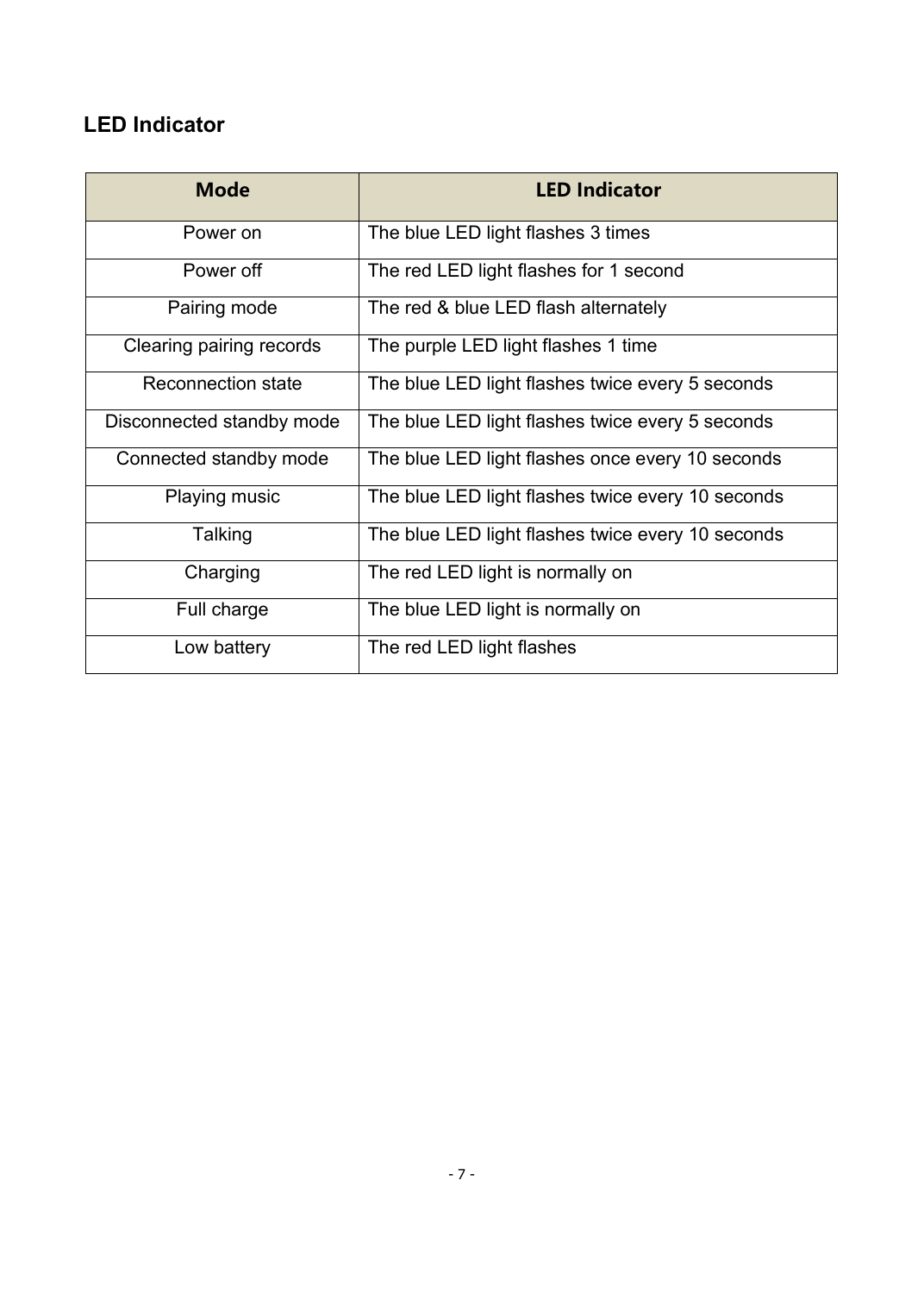## LED Indicator

| Mode | LED Indicator |
| --- | --- |
| Power on | The blue LED light flashes 3 times |
| Power off | The red LED light flashes for 1 second |
| Pairing mode | The red & blue LED flash alternately |
| Clearing pairing records | The purple LED light flashes 1 time |
| Reconnection state | The blue LED light flashes twice every 5 seconds |
| Disconnected standby mode | The blue LED light flashes twice every 5 seconds |
| Connected standby mode | The blue LED light flashes once every 10 seconds |
| Playing music | The blue LED light flashes twice every 10 seconds |
| Talking | The blue LED light flashes twice every 10 seconds |
| Charging | The red LED light is normally on |
| Full charge | The blue LED light is normally on |
| Low battery | The red LED light flashes |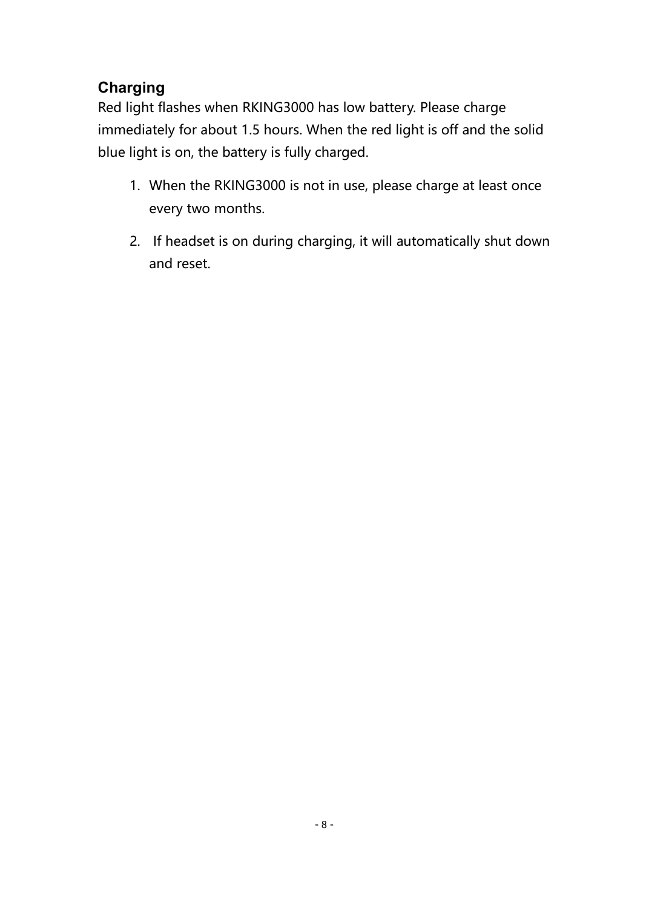## Charging

Red light flashes when RKING3000 has low battery. Please charge immediately for about 1.5 hours. When the red light is off and the solid blue light is on, the battery is fully charged.

1. When the RKING3000 is not in use, please charge at least once every two months.
2. If headset is on during charging, it will automatically shut down and reset.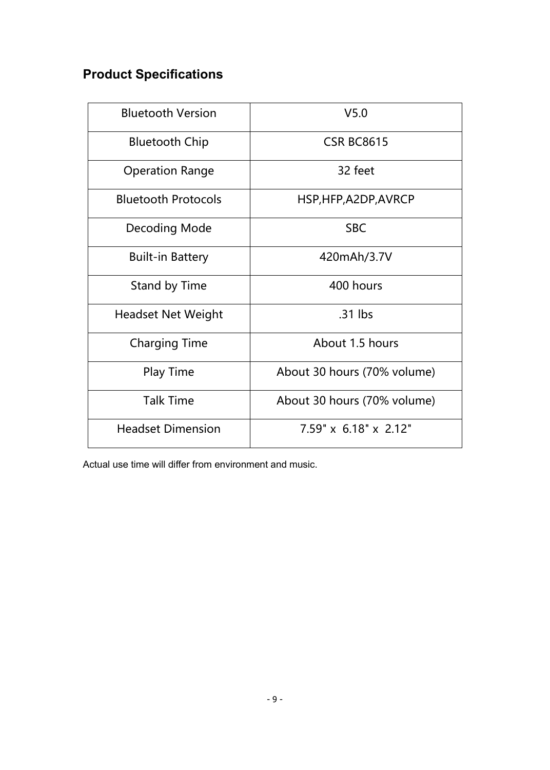## Product Specifications

| Bluetooth Version | V5.0 |
|---|---|
| Bluetooth Chip | CSR BC8615 |
| Operation Range | 32 feet |
| Bluetooth Protocols | HSP,HFP,A2DP,AVRCP |
| Decoding Mode | SBC |
| Built-in Battery | 420mAh/3.7V |
| Stand by Time | 400 hours |
| Headset Net Weight | .31 lbs |
| Charging Time | About 1.5 hours |
| Play Time | About 30 hours (70% volume) |
| Talk Time | About 30 hours (70% volume) |
| Headset Dimension | 7.59" x 6.18" x 2.12" |

Actual use time will differ from environment and music.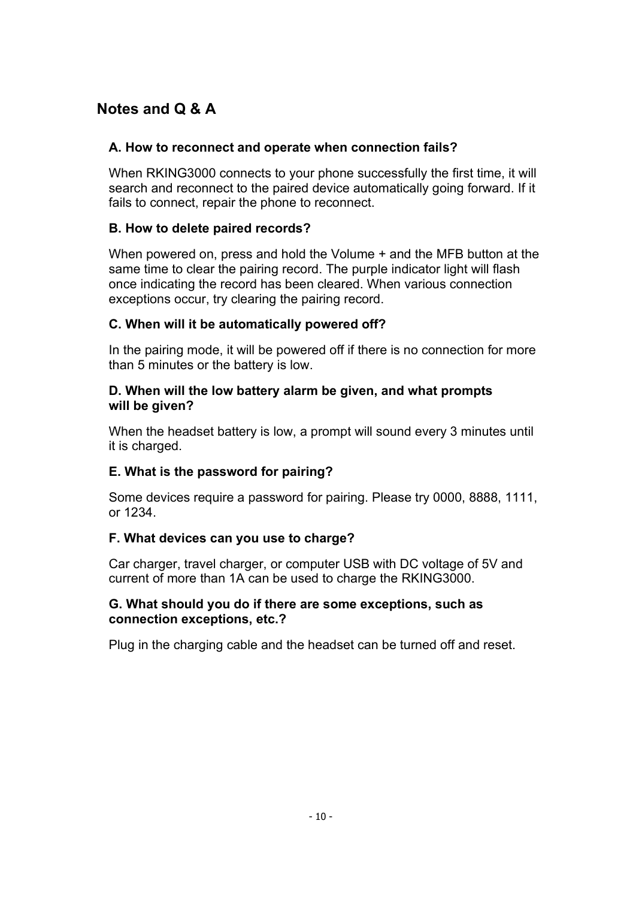## Notes and Q & A

### A. How to reconnect and operate when connection fails?

When RKING3000 connects to your phone successfully the first time, it will search and reconnect to the paired device automatically going forward. If it fails to connect, repair the phone to reconnect.

### B. How to delete paired records?

When powered on, press and hold the Volume + and the MFB button at the same time to clear the pairing record. The purple indicator light will flash once indicating the record has been cleared. When various connection exceptions occur, try clearing the pairing record.

### C. When will it be automatically powered off?

In the pairing mode, it will be powered off if there is no connection for more than 5 minutes or the battery is low.

### D. When will the low battery alarm be given, and what prompts will be given?

When the headset battery is low, a prompt will sound every 3 minutes until it is charged.

### E. What is the password for pairing?

Some devices require a password for pairing. Please try 0000, 8888, 1111, or 1234.

### F. What devices can you use to charge?

Car charger, travel charger, or computer USB with DC voltage of 5V and current of more than 1A can be used to charge the RKING3000.

### G. What should you do if there are some exceptions, such as connection exceptions, etc.?

Plug in the charging cable and the headset can be turned off and reset.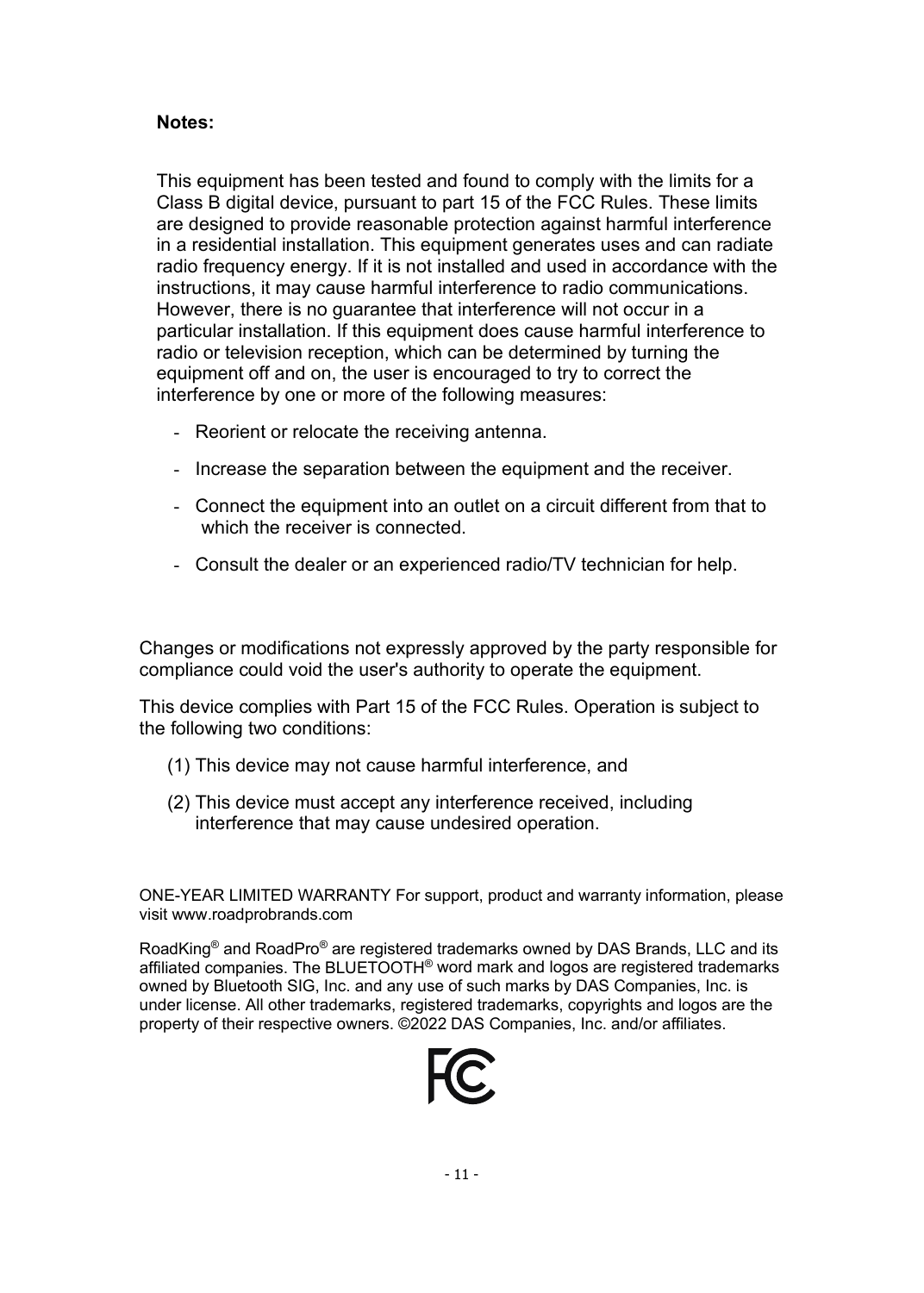**Notes:**

This equipment has been tested and found to comply with the limits for a Class B digital device, pursuant to part 15 of the FCC Rules. These limits are designed to provide reasonable protection against harmful interference in a residential installation. This equipment generates uses and can radiate radio frequency energy. If it is not installed and used in accordance with the instructions, it may cause harmful interference to radio communications. However, there is no guarantee that interference will not occur in a particular installation. If this equipment does cause harmful interference to radio or television reception, which can be determined by turning the equipment off and on, the user is encouraged to try to correct the interference by one or more of the following measures:

- Reorient or relocate the receiving antenna.
- Increase the separation between the equipment and the receiver.
- Connect the equipment into an outlet on a circuit different from that to which the receiver is connected.
- Consult the dealer or an experienced radio/TV technician for help.

Changes or modifications not expressly approved by the party responsible for compliance could void the user's authority to operate the equipment.

This device complies with Part 15 of the FCC Rules. Operation is subject to the following two conditions:

(1) This device may not cause harmful interference, and

(2) This device must accept any interference received, including interference that may cause undesired operation.

ONE-YEAR LIMITED WARRANTY For support, product and warranty information, please visit www.roadprobrands.com

RoadKing® and RoadPro® are registered trademarks owned by DAS Brands, LLC and its affiliated companies. The BLUETOOTH® word mark and logos are registered trademarks owned by Bluetooth SIG, Inc. and any use of such marks by DAS Companies, Inc. is under license. All other trademarks, registered trademarks, copyrights and logos are the property of their respective owners. ©2022 DAS Companies, Inc. and/or affiliates.